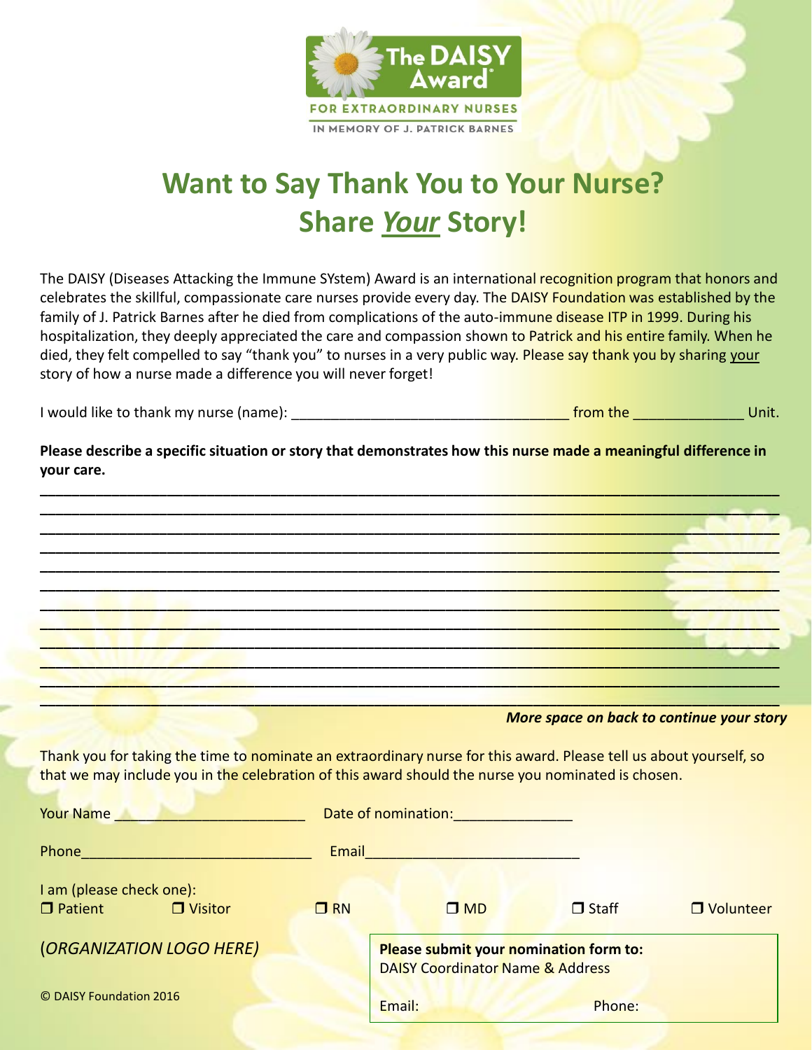The DAISY Award® FOR EXTRAORDINARY NURSES
IN MEMORY OF J. PATRICK BARNES

# Want to Say Thank You to Your Nurse?
# Share *Your* Story!

The DAISY (Diseases Attacking the Immune SYstem) Award is an international recognition program that honors and celebrates the skillful, compassionate care nurses provide every day. The DAISY Foundation was established by the family of J. Patrick Barnes after he died from complications of the auto-immune disease ITP in 1999. During his hospitalization, they deeply appreciated the care and compassion shown to Patrick and his entire family. When he died, they felt compelled to say "thank you" to nurses in a very public way. Please say thank you by sharing your story of how a nurse made a difference you will never forget!

I would like to thank my nurse (name): __________________________________ from the ______________ Unit.

**Please describe a specific situation or story that demonstrates how this nurse made a meaningful difference in your care.**

____________________________________________________________________________________

____________________________________________________________________________________

____________________________________________________________________________________

____________________________________________________________________________________

____________________________________________________________________________________

____________________________________________________________________________________

____________________________________________________________________________________

____________________________________________________________________________________

____________________________________________________________________________________

____________________________________________________________________________________

____________________________________________________________________________________

____________________________________________________________________________________

***More space on back to continue your story***

Thank you for taking the time to nominate an extraordinary nurse for this award. Please tell us about yourself, so that we may include you in the celebration of this award should the nurse you nominated is chosen.

Your Name ________________________ Date of nomination: ______________

Phone_____________________________ Email___________________________

I am (please check one):

❒ Patient ❒ Visitor ❒ RN ❒ MD ❒ Staff ❒ Volunteer

(*ORGANIZATION LOGO HERE)*

**Please submit your nomination form to:**
DAISY Coordinator Name & Address

Email: Phone:

© DAISY Foundation 2016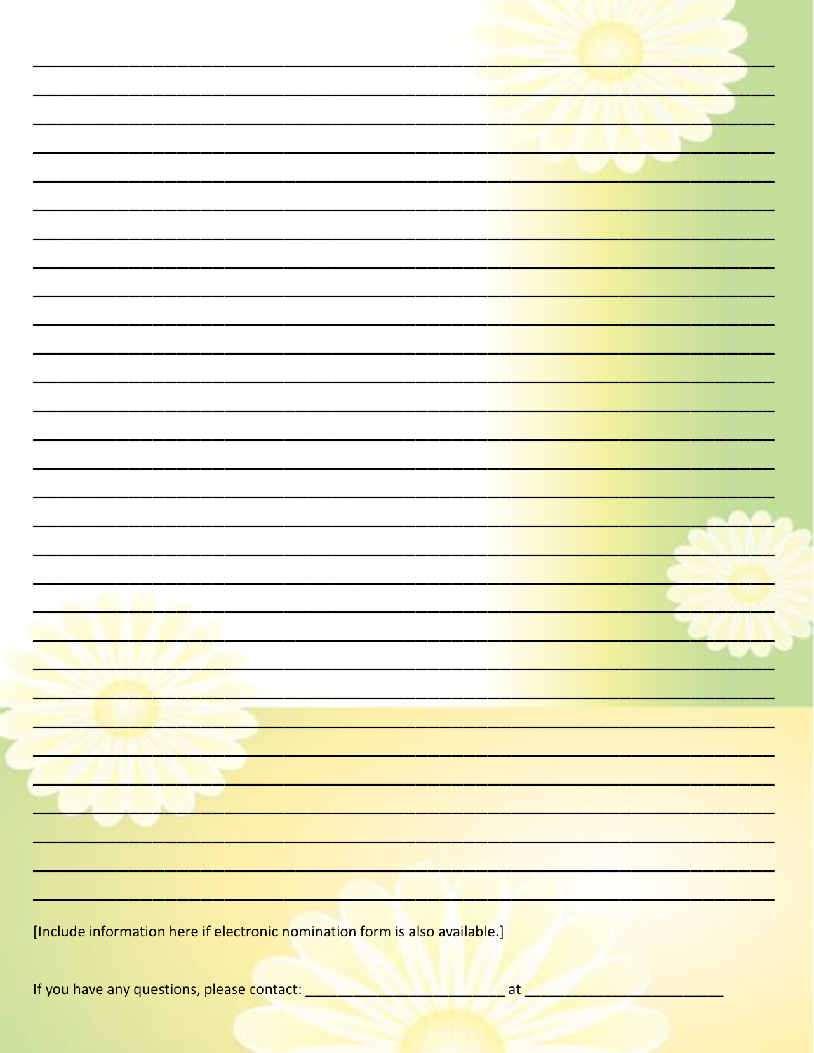[Include information here if electronic nomination form is also available.]

If you have any questions, please contact: ________________________ at ________________________